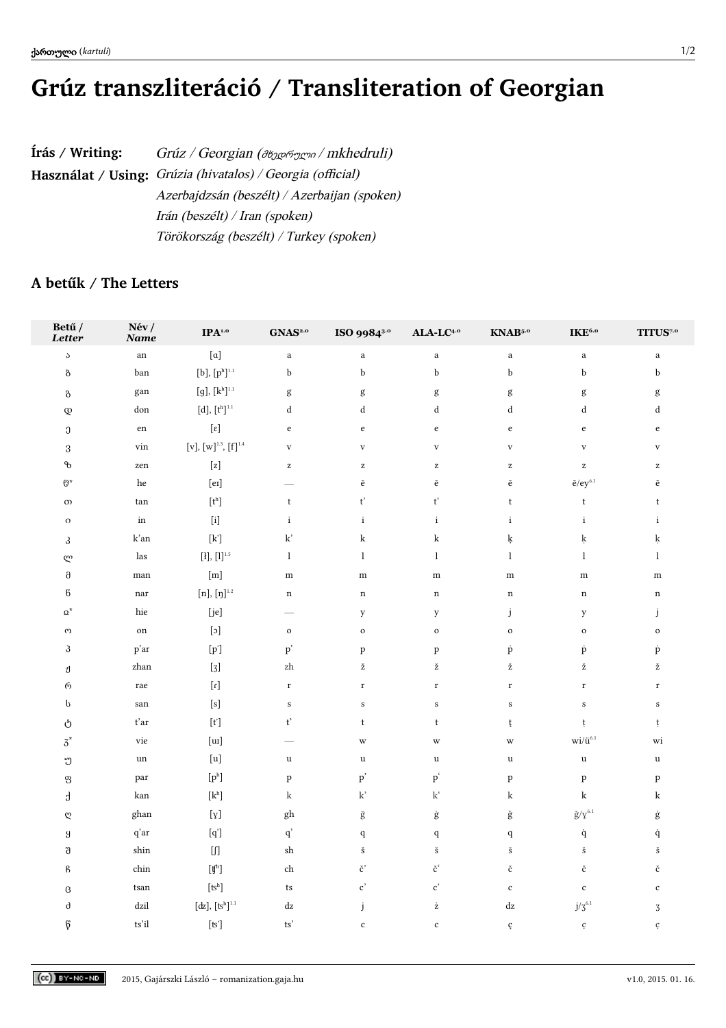# Grúz transzliteráció / Transliteration of Georgian

**Írás / Writing:** *Grúz / Georgian (მხედრული / mkhedruli)*

**Használat / Using:** *Grúzia (hivatalos) / Georgia (official)*
*Azerbajdzsán (beszélt) / Azerbaijan (spoken)*
*Irán (beszélt) / Iran (spoken)*
*Törökország (beszélt) / Turkey (spoken)*

## A betűk / The Letters

| Betű / *Letter* | Név / *Name* | IPA[1.0] | GNAS[2.0] | ISO 9984[3.0] | ALA-LC[4.0] | KNAB[5.0] | IKE[6.0] | TITUS[7.0] |
|---|---|---|---|---|---|---|---|---|
| ა | an | [ɑ] | a | a | a | a | a | a |
| ბ | ban | [b], [pʰ][1.1] | b | b | b | b | b | b |
| გ | gan | [g], [kʰ][1.1] | g | g | g | g | g | g |
| დ | don | [d], [tʰ][1.1] | d | d | d | d | d | d |
| ე | en | [ɛ] | e | e | e | e | e | e |
| ვ | vin | [v], [w][1.3], [f][1.4] | v | v | v | v | v | v |
| ზ | zen | [z] | z | z | z | z | z | z |
| ჱ* | he | [eɪ] | — | ē | ē | ē | ē/ey[6.1] | ē |
| თ | tan | [tʰ] | t | t’ | tʻ | t | t | t |
| ი | in | [i] | i | i | i | i | i | i |
| კ | k’an | [k’] | k’ | k | k | ķ | ķ | ķ |
| ლ | las | [ɫ], [l][1.5] | l | l | l | l | l | l |
| მ | man | [m] | m | m | m | m | m | m |
| ნ | nar | [n], [ŋ][1.2] | n | n | n | n | n | n |
| ჲ* | hie | [je] | — | y | y | j | y | j |
| ო | on | [ɔ] | o | o | o | o | o | o |
| პ | p’ar | [p’] | p’ | p | p | ṗ | ṗ | ṗ |
| ჟ | zhan | [ʒ] | zh | ž | ž | ž | ž | ž |
| რ | rae | [ɾ] | r | r | r | r | r | r |
| ს | san | [s] | s | s | s | s | s | s |
| ტ | t’ar | [t’] | t’ | t | t | ţ | ţ | ţ |
| ჳ* | vie | [uɪ] | — | w | w | w | wi/ü[6.1] | wi |
| უ | un | [u] | u | u | u | u | u | u |
| ფ | par | [pʰ] | p | p’ | pʻ | p | p | p |
| ქ | kan | [kʰ] | k | k’ | kʻ | k | k | k |
| ღ | ghan | [ɣ] | gh | ḡ | ġ | ğ | ğ/ɣ[6.1] | ġ |
| ყ | q’ar | [q’] | q’ | q | q | q | q̇ | q̇ |
| შ | shin | [ʃ] | sh | š | š | š | š | š |
| ჩ | chin | [ʧʰ] | ch | č’ | čʻ | č | č | č |
| ც | tsan | [tsʰ] | ts | c’ | cʻ | c | c | c |
| ძ | dzil | [ʣ], [tsʰ][1.1] | dz | j | ż | dz | j/ʒ[6.1] | ʒ |
| წ | ts’il | [ts’] | ts’ | c | c | ç | ç | ç |

2015, Gajárszki László – romanization.gaja.hu v1.0, 2015. 01. 16.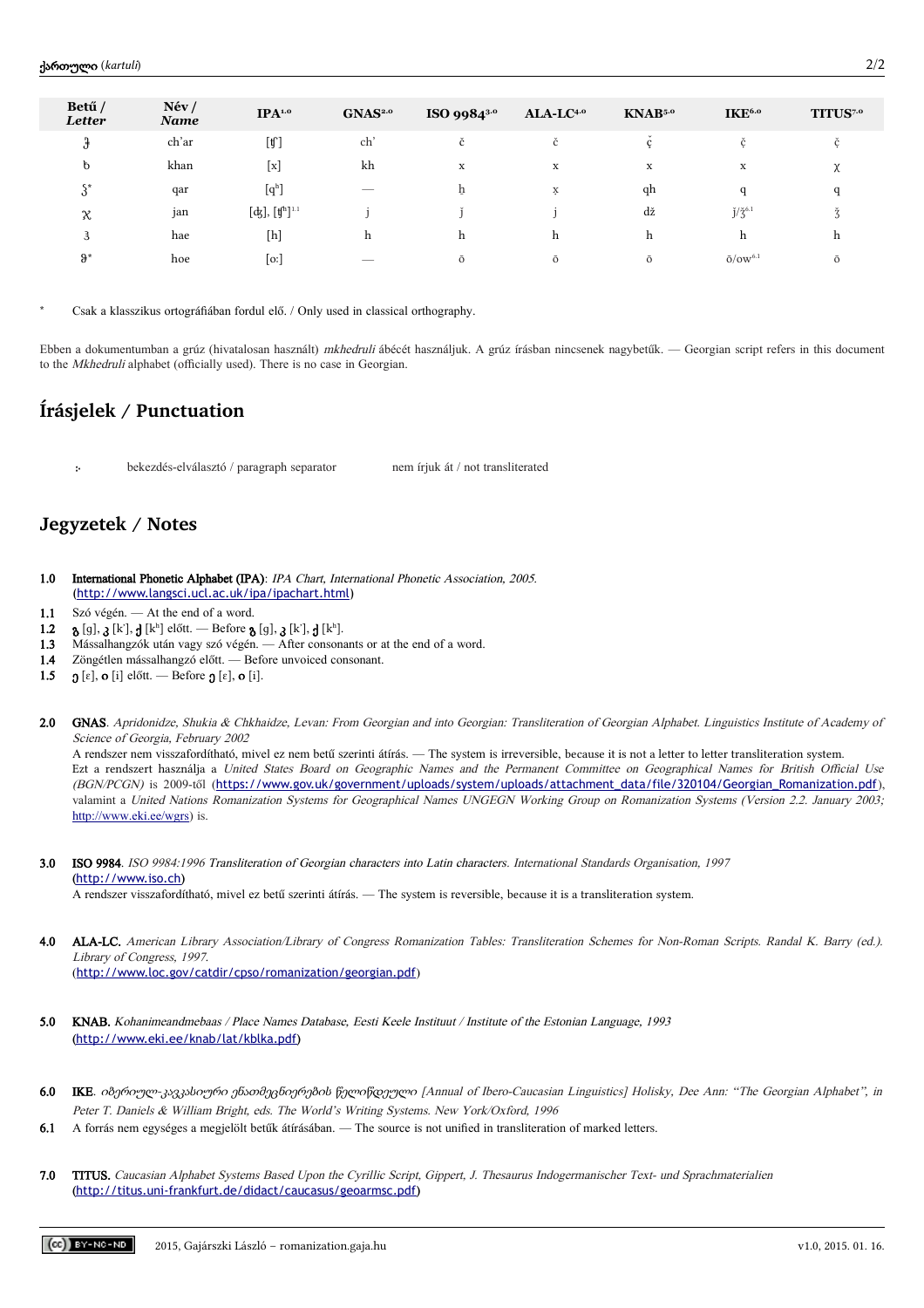| Betű / *Letter* | Név / *Name* | IPA[1.0] | GNAS[2.0] | ISO 9984[3.0] | ALA-LC[4.0] | KNAB[5.0] | IKE[6.0] | TITUS[7.0] |
|---|---|---|---|---|---|---|---|---|
| ჭ | ch'ar | [ʧʼ] | ch' | č̣ | č̣ | ç̌ | č̣ | č̣ |
| ხ | khan | [x] | kh | x | x | x | x | χ |
| ჴ* | qar | [qʰ] | — | ẖ | x̣ | qh | q | q |
| ჯ | jan | [ʤ], [ʧʰ][1.1] | j | ǰ | j | dž | ǰ/ǯ[6.1] | ǯ |
| ჰ | hae | [h] | h | h | h | h | h | h |
| ჵ* | hoe | [oː] | — | ō | ō | ō | ō/ow[6.1] | ō |

\* Csak a klasszikus ortográfiában fordul elő. / Only used in classical orthography.

Ebben a dokumentumban a grúz (hivatalosan használt) *mkhedruli* ábécét használjuk. A grúz írásban nincsenek nagybetűk. — Georgian script refers in this document to the *Mkhedruli* alphabet (officially used). There is no case in Georgian.

## Írásjelek / Punctuation

| | | |
|---|---|---|
| ჻ | bekezdés-elválasztó / paragraph separator | nem írjuk át / not transliterated |

## Jegyzetek / Notes

**1.0** **International Phonetic Alphabet (IPA)**: *IPA Chart, International Phonetic Association, 2005.* (http://www.langsci.ucl.ac.uk/ipa/ipachart.html)

**1.1** Szó végén. — At the end of a word.

**1.2** გ [g], კ [k'], ქ [kʰ] előtt. — Before გ [g], კ [k'], ქ [kʰ].

**1.3** Mássalhangzók után vagy szó végén. — After consonants or at the end of a word.

**1.4** Zöngétlen mássalhangzó előtt. — Before unvoiced consonant.

**1.5** ე [ɛ], ი [i] előtt. — Before ე [ɛ], ი [i].

**2.0** **GNAS**. *Apridonidze, Shukia & Chkhaidze, Levan: From Georgian and into Georgian: Transliteration of Georgian Alphabet. Linguistics Institute of Academy of Science of Georgia, February 2002*
A rendszer nem visszafordítható, mivel ez nem betű szerinti átírás. — The system is irreversible, because it is not a letter to letter transliteration system.
Ezt a rendszert használja a *United States Board on Geographic Names and the Permanent Committee on Geographical Names for British Official Use (BGN/PCGN)* is 2009-től (https://www.gov.uk/government/uploads/system/uploads/attachment_data/file/320104/Georgian_Romanization.pdf), valamint a *United Nations Romanization Systems for Geographical Names UNGEGN Working Group on Romanization Systems (Version 2.2. January 2003;* http://www.eki.ee/wgrs) is.

**3.0** **ISO 9984**. *ISO 9984:1996 Transliteration of Georgian characters into Latin characters. International Standards Organisation, 1997* (http://www.iso.ch)
A rendszer visszafordítható, mivel ez betű szerinti átírás. — The system is reversible, because it is a transliteration system.

**4.0** **ALA-LC.** *American Library Association/Library of Congress Romanization Tables: Transliteration Schemes for Non-Roman Scripts. Randal K. Barry (ed.). Library of Congress, 1997.* (http://www.loc.gov/catdir/cpso/romanization/georgian.pdf)

**5.0** **KNAB.** *Kohanimeandmebaas / Place Names Database, Eesti Keele Instituut / Institute of the Estonian Language, 1993* (http://www.eki.ee/knab/lat/kblka.pdf)

**6.0** **IKE**. *იბერიულ-კავკასიური ენათმეცნიერების წელიწდეული [Annual of Ibero-Caucasian Linguistics] Holisky, Dee Ann: "The Georgian Alphabet", in Peter T. Daniels & William Bright, eds. The World's Writing Systems. New York/Oxford, 1996*

**6.1** A forrás nem egységes a megjelölt betűk átírásában. — The source is not unified in transliteration of marked letters.

**7.0** **TITUS.** *Caucasian Alphabet Systems Based Upon the Cyrillic Script, Gippert, J. Thesaurus Indogermanischer Text- und Sprachmaterialien* (http://titus.uni-frankfurt.de/didact/caucasus/geoarmsc.pdf)

2015, Gajárszki László – romanization.gaja.hu — v1.0, 2015. 01. 16.